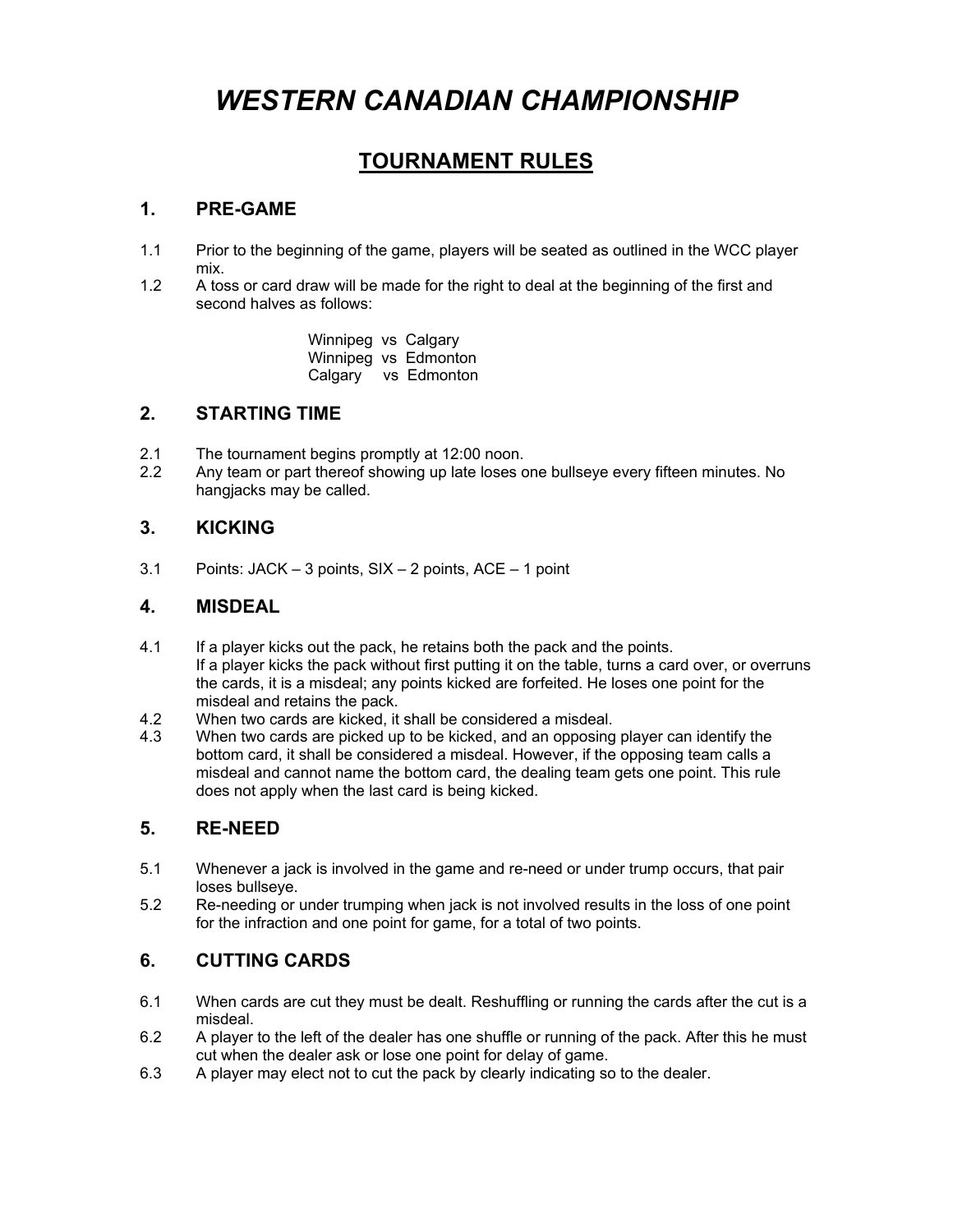# *WESTERN CANADIAN CHAMPIONSHIP*

## TOURNAMENT RULES

### 1. PRE-GAME

1.1 Prior to the beginning of the game, players will be seated as outlined in the WCC player mix.

1.2 A toss or card draw will be made for the right to deal at the beginning of the first and second halves as follows:

Winnipeg vs Calgary
Winnipeg vs Edmonton
Calgary vs Edmonton

### 2. STARTING TIME

2.1 The tournament begins promptly at 12:00 noon.

2.2 Any team or part thereof showing up late loses one bullseye every fifteen minutes. No hangjacks may be called.

### 3. KICKING

3.1 Points: JACK – 3 points, SIX – 2 points, ACE – 1 point

### 4. MISDEAL

4.1 If a player kicks out the pack, he retains both the pack and the points.
If a player kicks the pack without first putting it on the table, turns a card over, or overruns the cards, it is a misdeal; any points kicked are forfeited. He loses one point for the misdeal and retains the pack.

4.2 When two cards are kicked, it shall be considered a misdeal.

4.3 When two cards are picked up to be kicked, and an opposing player can identify the bottom card, it shall be considered a misdeal. However, if the opposing team calls a misdeal and cannot name the bottom card, the dealing team gets one point. This rule does not apply when the last card is being kicked.

### 5. RE-NEED

5.1 Whenever a jack is involved in the game and re-need or under trump occurs, that pair loses bullseye.

5.2 Re-needing or under trumping when jack is not involved results in the loss of one point for the infraction and one point for game, for a total of two points.

### 6. CUTTING CARDS

6.1 When cards are cut they must be dealt. Reshuffling or running the cards after the cut is a misdeal.

6.2 A player to the left of the dealer has one shuffle or running of the pack. After this he must cut when the dealer ask or lose one point for delay of game.

6.3 A player may elect not to cut the pack by clearly indicating so to the dealer.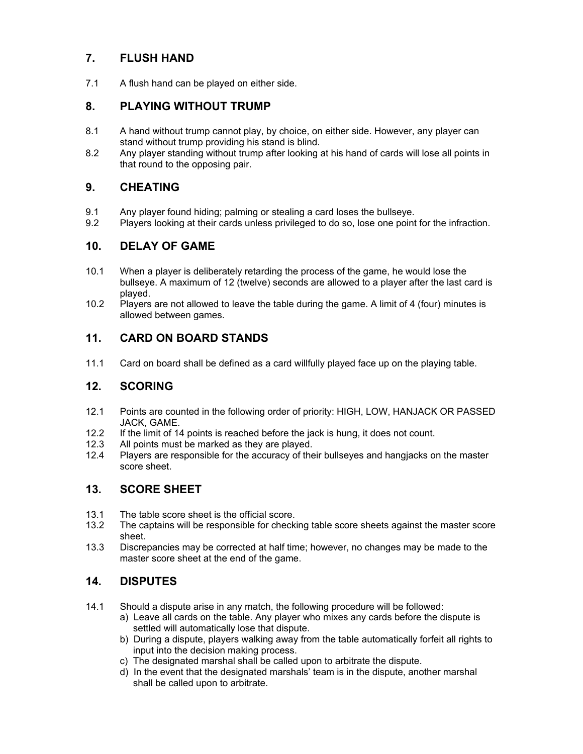## 7. FLUSH HAND

7.1 A flush hand can be played on either side.

## 8. PLAYING WITHOUT TRUMP

8.1 A hand without trump cannot play, by choice, on either side. However, any player can stand without trump providing his stand is blind.

8.2 Any player standing without trump after looking at his hand of cards will lose all points in that round to the opposing pair.

## 9. CHEATING

9.1 Any player found hiding; palming or stealing a card loses the bullseye.

9.2 Players looking at their cards unless privileged to do so, lose one point for the infraction.

## 10. DELAY OF GAME

10.1 When a player is deliberately retarding the process of the game, he would lose the bullseye. A maximum of 12 (twelve) seconds are allowed to a player after the last card is played.

10.2 Players are not allowed to leave the table during the game. A limit of 4 (four) minutes is allowed between games.

## 11. CARD ON BOARD STANDS

11.1 Card on board shall be defined as a card willfully played face up on the playing table.

## 12. SCORING

12.1 Points are counted in the following order of priority: HIGH, LOW, HANJACK OR PASSED JACK, GAME.

12.2 If the limit of 14 points is reached before the jack is hung, it does not count.

12.3 All points must be marked as they are played.

12.4 Players are responsible for the accuracy of their bullseyes and hangjacks on the master score sheet.

## 13. SCORE SHEET

13.1 The table score sheet is the official score.

13.2 The captains will be responsible for checking table score sheets against the master score sheet.

13.3 Discrepancies may be corrected at half time; however, no changes may be made to the master score sheet at the end of the game.

## 14. DISPUTES

14.1 Should a dispute arise in any match, the following procedure will be followed:

a) Leave all cards on the table. Any player who mixes any cards before the dispute is settled will automatically lose that dispute.

b) During a dispute, players walking away from the table automatically forfeit all rights to input into the decision making process.

c) The designated marshal shall be called upon to arbitrate the dispute.

d) In the event that the designated marshals' team is in the dispute, another marshal shall be called upon to arbitrate.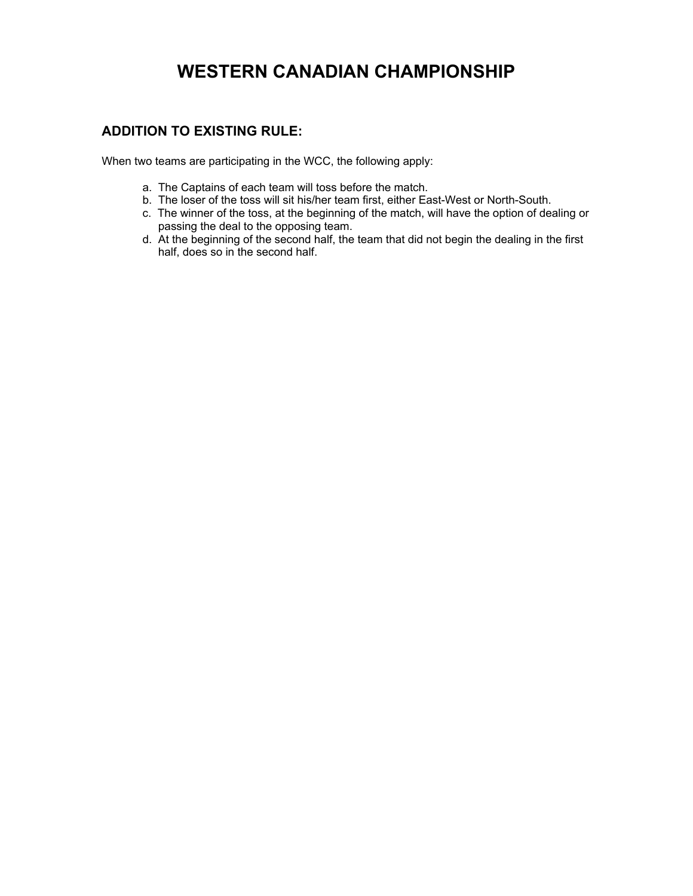# WESTERN CANADIAN CHAMPIONSHIP

## ADDITION TO EXISTING RULE:

When two teams are participating in the WCC, the following apply:

a. The Captains of each team will toss before the match.
b. The loser of the toss will sit his/her team first, either East-West or North-South.
c. The winner of the toss, at the beginning of the match, will have the option of dealing or passing the deal to the opposing team.
d. At the beginning of the second half, the team that did not begin the dealing in the first half, does so in the second half.